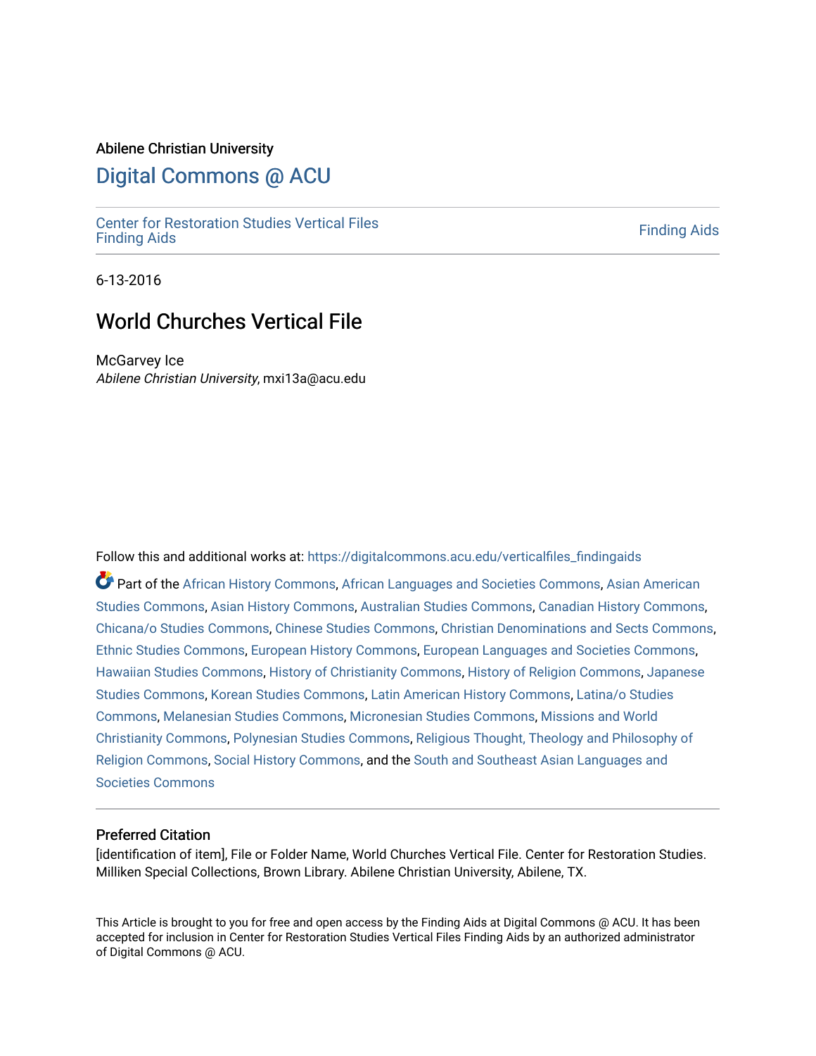Abilene Christian University

# Digital Commons @ ACU

Center for Restoration Studies Vertical Files Finding Aids

Finding Aids

6-13-2016

## World Churches Vertical File

McGarvey Ice
*Abilene Christian University*, mxi13a@acu.edu

Follow this and additional works at: https://digitalcommons.acu.edu/verticalfiles_findingaids

Part of the African History Commons, African Languages and Societies Commons, Asian American Studies Commons, Asian History Commons, Australian Studies Commons, Canadian History Commons, Chicana/o Studies Commons, Chinese Studies Commons, Christian Denominations and Sects Commons, Ethnic Studies Commons, European History Commons, European Languages and Societies Commons, Hawaiian Studies Commons, History of Christianity Commons, History of Religion Commons, Japanese Studies Commons, Korean Studies Commons, Latin American History Commons, Latina/o Studies Commons, Melanesian Studies Commons, Micronesian Studies Commons, Missions and World Christianity Commons, Polynesian Studies Commons, Religious Thought, Theology and Philosophy of Religion Commons, Social History Commons, and the South and Southeast Asian Languages and Societies Commons

### Preferred Citation

[identification of item], File or Folder Name, World Churches Vertical File. Center for Restoration Studies. Milliken Special Collections, Brown Library. Abilene Christian University, Abilene, TX.

This Article is brought to you for free and open access by the Finding Aids at Digital Commons @ ACU. It has been accepted for inclusion in Center for Restoration Studies Vertical Files Finding Aids by an authorized administrator of Digital Commons @ ACU.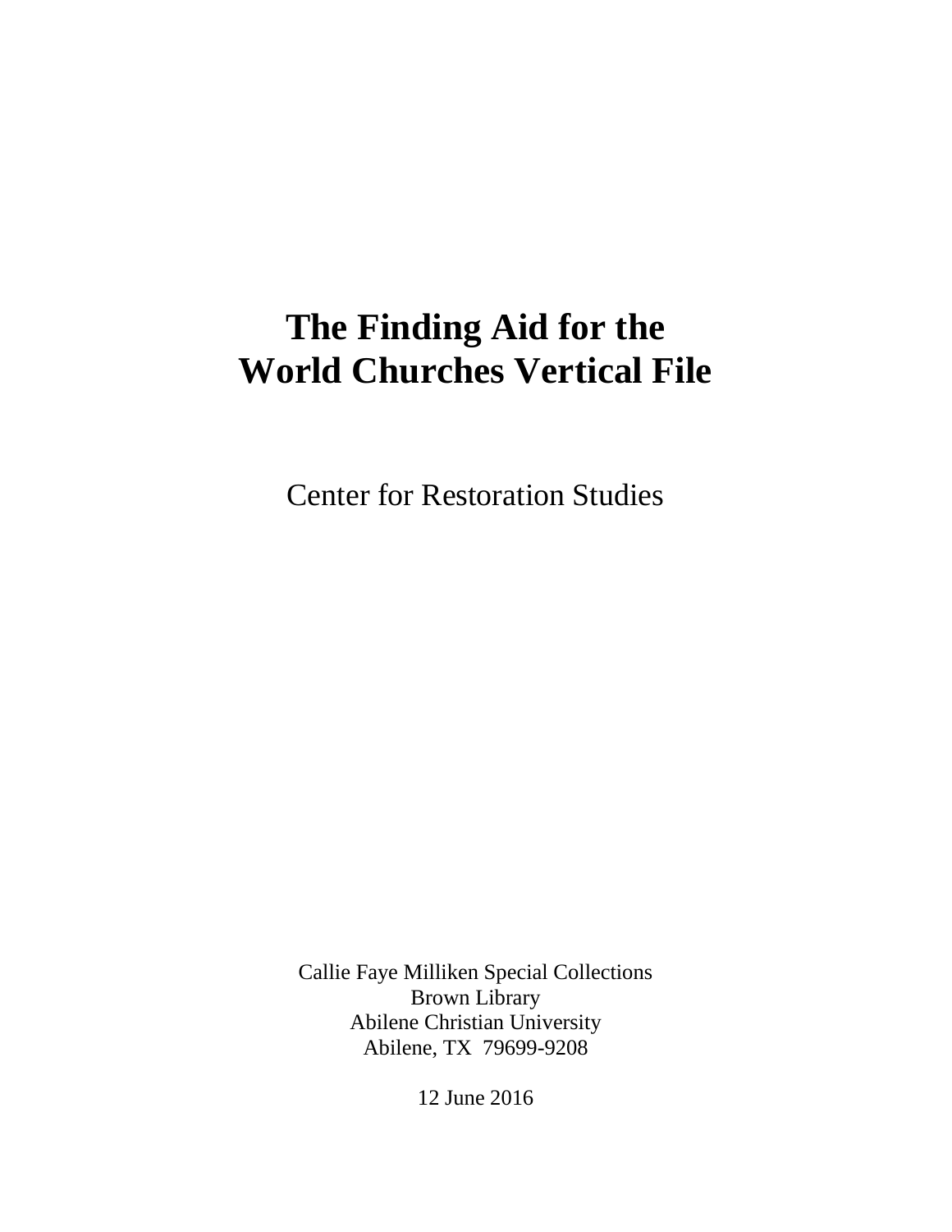# The Finding Aid for the World Churches Vertical File

Center for Restoration Studies

Callie Faye Milliken Special Collections
Brown Library
Abilene Christian University
Abilene, TX 79699-9208

12 June 2016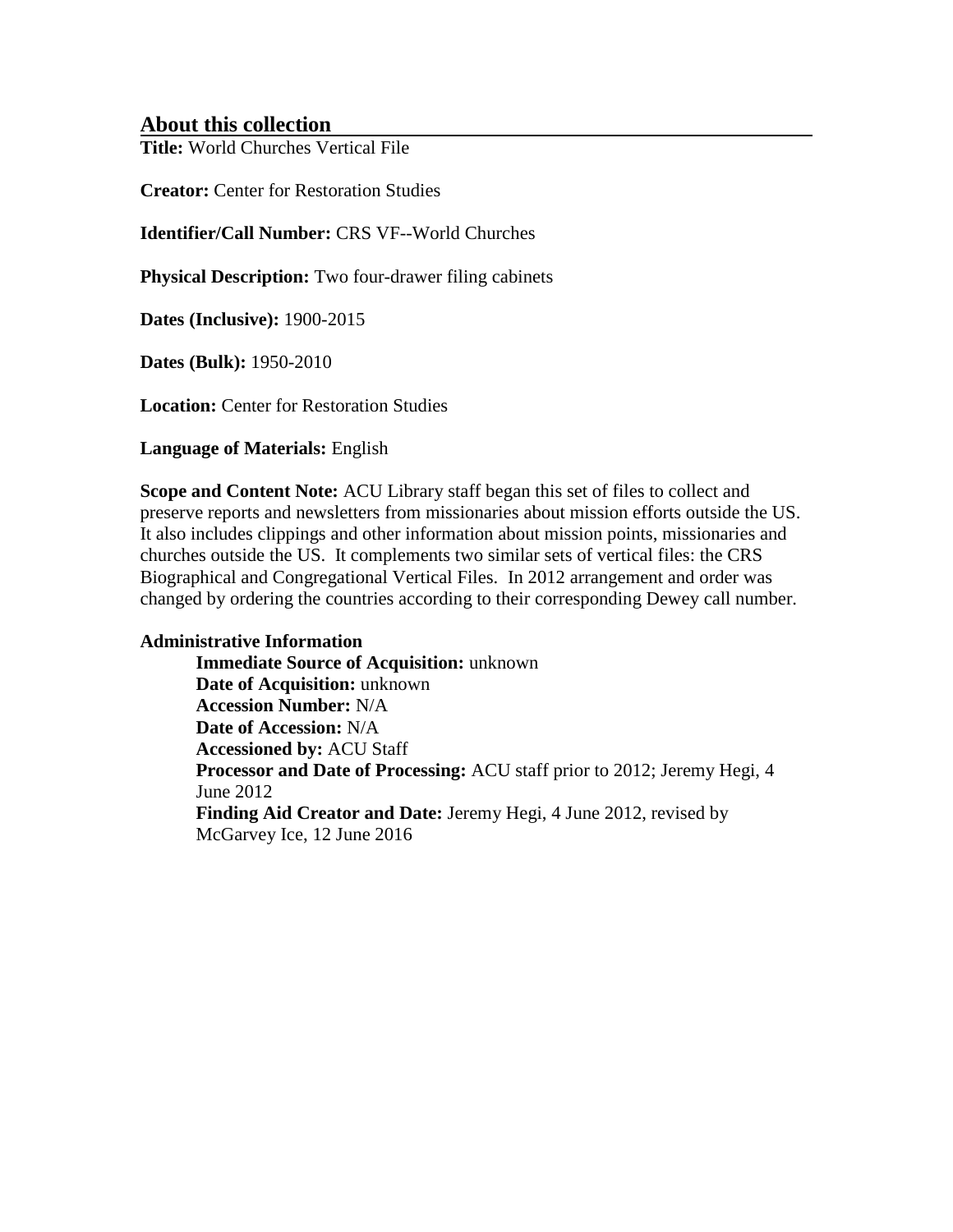## About this collection

**Title:** World Churches Vertical File

**Creator:** Center for Restoration Studies

**Identifier/Call Number:** CRS VF--World Churches

**Physical Description:** Two four-drawer filing cabinets

**Dates (Inclusive):** 1900-2015

**Dates (Bulk):** 1950-2010

**Location:** Center for Restoration Studies

**Language of Materials:** English

**Scope and Content Note:** ACU Library staff began this set of files to collect and preserve reports and newsletters from missionaries about mission efforts outside the US. It also includes clippings and other information about mission points, missionaries and churches outside the US. It complements two similar sets of vertical files: the CRS Biographical and Congregational Vertical Files. In 2012 arrangement and order was changed by ordering the countries according to their corresponding Dewey call number.

**Administrative Information**

- **Immediate Source of Acquisition:** unknown
- **Date of Acquisition:** unknown
- **Accession Number:** N/A
- **Date of Accession:** N/A
- **Accessioned by:** ACU Staff
- **Processor and Date of Processing:** ACU staff prior to 2012; Jeremy Hegi, 4 June 2012
- **Finding Aid Creator and Date:** Jeremy Hegi, 4 June 2012, revised by McGarvey Ice, 12 June 2016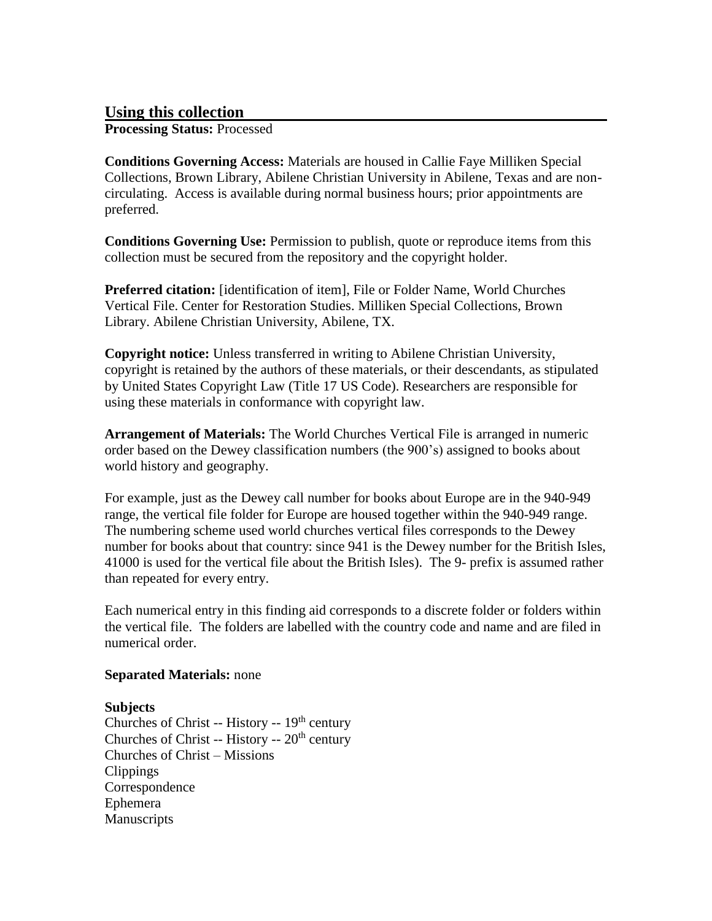## Using this collection

**Processing Status:** Processed

**Conditions Governing Access:** Materials are housed in Callie Faye Milliken Special Collections, Brown Library, Abilene Christian University in Abilene, Texas and are non-circulating. Access is available during normal business hours; prior appointments are preferred.

**Conditions Governing Use:** Permission to publish, quote or reproduce items from this collection must be secured from the repository and the copyright holder.

**Preferred citation:** [identification of item], File or Folder Name, World Churches Vertical File. Center for Restoration Studies. Milliken Special Collections, Brown Library. Abilene Christian University, Abilene, TX.

**Copyright notice:** Unless transferred in writing to Abilene Christian University, copyright is retained by the authors of these materials, or their descendants, as stipulated by United States Copyright Law (Title 17 US Code). Researchers are responsible for using these materials in conformance with copyright law.

**Arrangement of Materials:** The World Churches Vertical File is arranged in numeric order based on the Dewey classification numbers (the 900's) assigned to books about world history and geography.

For example, just as the Dewey call number for books about Europe are in the 940-949 range, the vertical file folder for Europe are housed together within the 940-949 range. The numbering scheme used world churches vertical files corresponds to the Dewey number for books about that country: since 941 is the Dewey number for the British Isles, 41000 is used for the vertical file about the British Isles). The 9- prefix is assumed rather than repeated for every entry.

Each numerical entry in this finding aid corresponds to a discrete folder or folders within the vertical file. The folders are labelled with the country code and name and are filed in numerical order.

**Separated Materials:** none

**Subjects**

Churches of Christ -- History -- 19th century
Churches of Christ -- History -- 20th century
Churches of Christ – Missions
Clippings
Correspondence
Ephemera
Manuscripts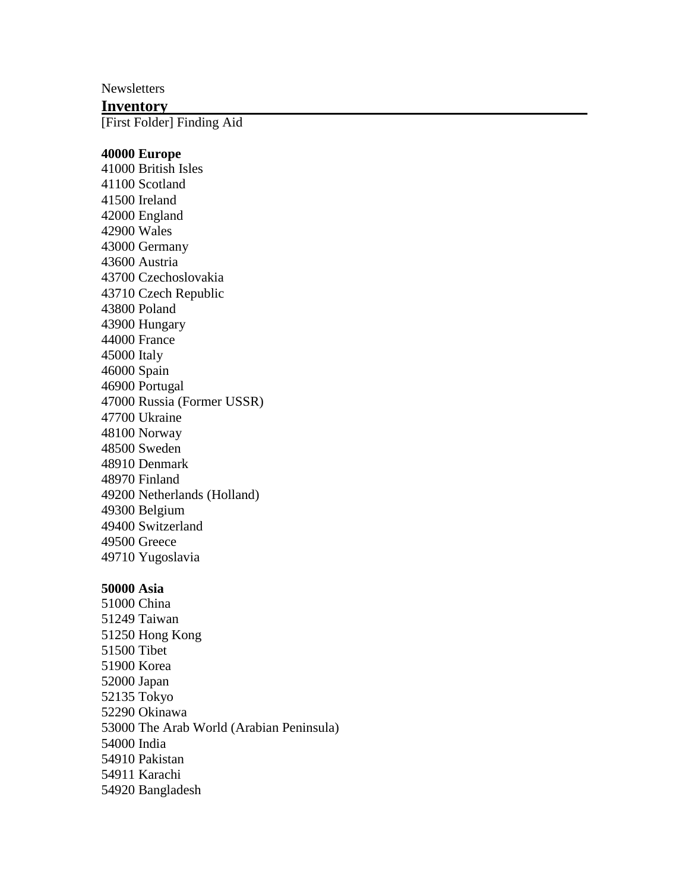Newsletters

## Inventory

[First Folder] Finding Aid

**40000 Europe**

41000 British Isles
41100 Scotland
41500 Ireland
42000 England
42900 Wales
43000 Germany
43600 Austria
43700 Czechoslovakia
43710 Czech Republic
43800 Poland
43900 Hungary
44000 France
45000 Italy
46000 Spain
46900 Portugal
47000 Russia (Former USSR)
47700 Ukraine
48100 Norway
48500 Sweden
48910 Denmark
48970 Finland
49200 Netherlands (Holland)
49300 Belgium
49400 Switzerland
49500 Greece
49710 Yugoslavia

**50000 Asia**

51000 China
51249 Taiwan
51250 Hong Kong
51500 Tibet
51900 Korea
52000 Japan
52135 Tokyo
52290 Okinawa
53000 The Arab World (Arabian Peninsula)
54000 India
54910 Pakistan
54911 Karachi
54920 Bangladesh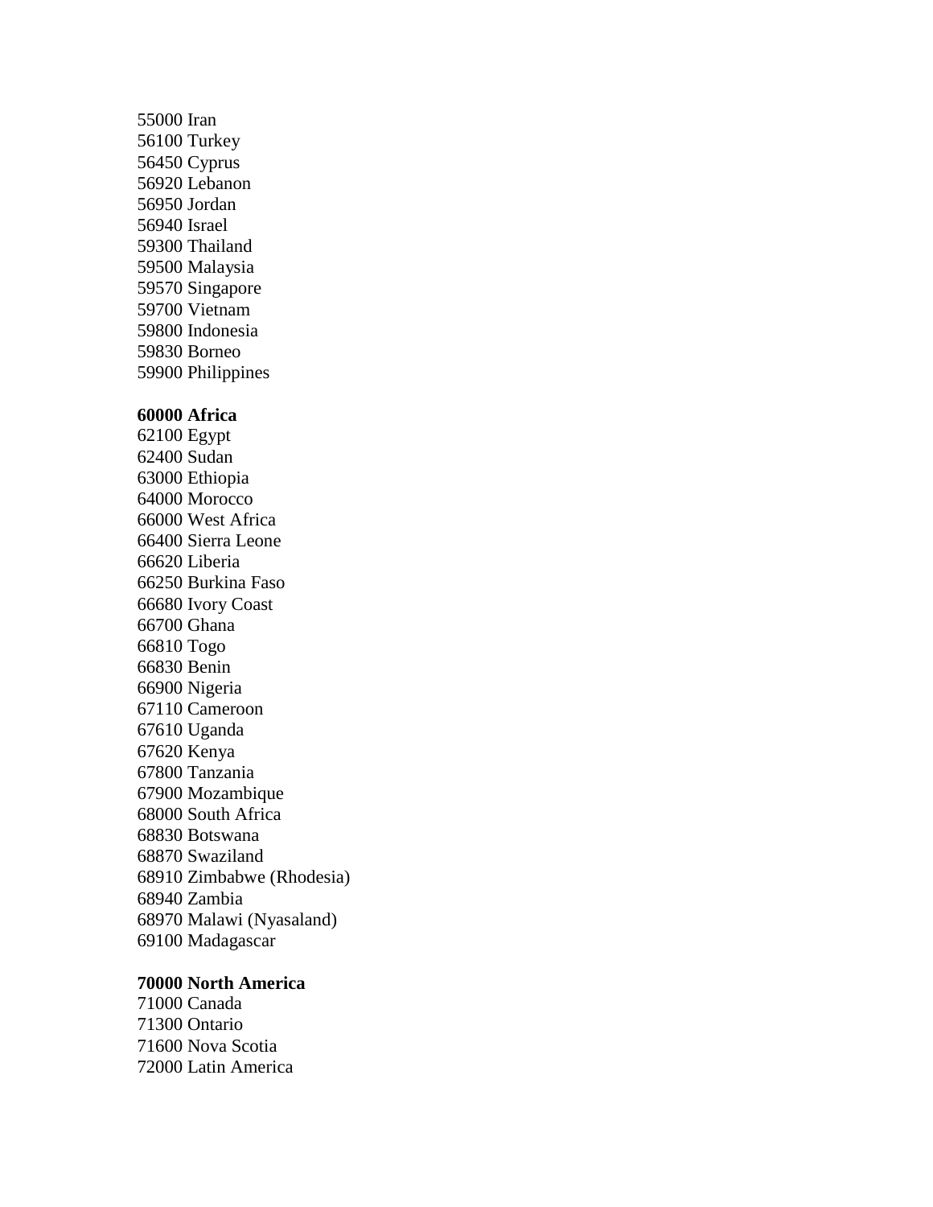55000 Iran  
56100 Turkey  
56450 Cyprus  
56920 Lebanon  
56950 Jordan  
56940 Israel  
59300 Thailand  
59500 Malaysia  
59570 Singapore  
59700 Vietnam  
59800 Indonesia  
59830 Borneo  
59900 Philippines

**60000 Africa**  
62100 Egypt  
62400 Sudan  
63000 Ethiopia  
64000 Morocco  
66000 West Africa  
66400 Sierra Leone  
66620 Liberia  
66250 Burkina Faso  
66680 Ivory Coast  
66700 Ghana  
66810 Togo  
66830 Benin  
66900 Nigeria  
67110 Cameroon  
67610 Uganda  
67620 Kenya  
67800 Tanzania  
67900 Mozambique  
68000 South Africa  
68830 Botswana  
68870 Swaziland  
68910 Zimbabwe (Rhodesia)  
68940 Zambia  
68970 Malawi (Nyasaland)  
69100 Madagascar

**70000 North America**  
71000 Canada  
71300 Ontario  
71600 Nova Scotia  
72000 Latin America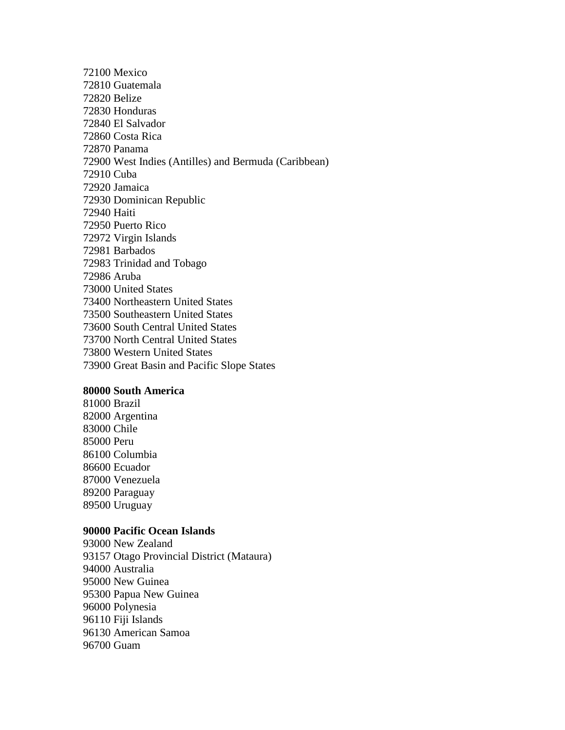72100 Mexico
72810 Guatemala
72820 Belize
72830 Honduras
72840 El Salvador
72860 Costa Rica
72870 Panama
72900 West Indies (Antilles) and Bermuda (Caribbean)
72910 Cuba
72920 Jamaica
72930 Dominican Republic
72940 Haiti
72950 Puerto Rico
72972 Virgin Islands
72981 Barbados
72983 Trinidad and Tobago
72986 Aruba
73000 United States
73400 Northeastern United States
73500 Southeastern United States
73600 South Central United States
73700 North Central United States
73800 Western United States
73900 Great Basin and Pacific Slope States

**80000 South America**
81000 Brazil
82000 Argentina
83000 Chile
85000 Peru
86100 Columbia
86600 Ecuador
87000 Venezuela
89200 Paraguay
89500 Uruguay

**90000 Pacific Ocean Islands**
93000 New Zealand
93157 Otago Provincial District (Mataura)
94000 Australia
95000 New Guinea
95300 Papua New Guinea
96000 Polynesia
96110 Fiji Islands
96130 American Samoa
96700 Guam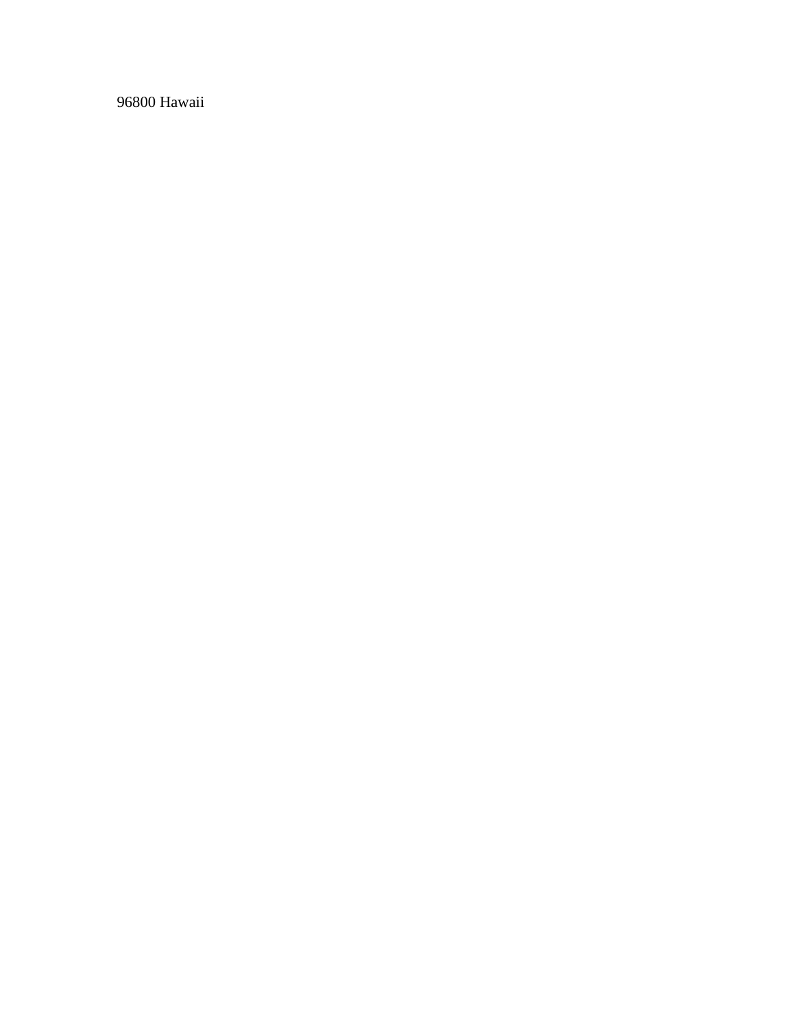96800 Hawaii